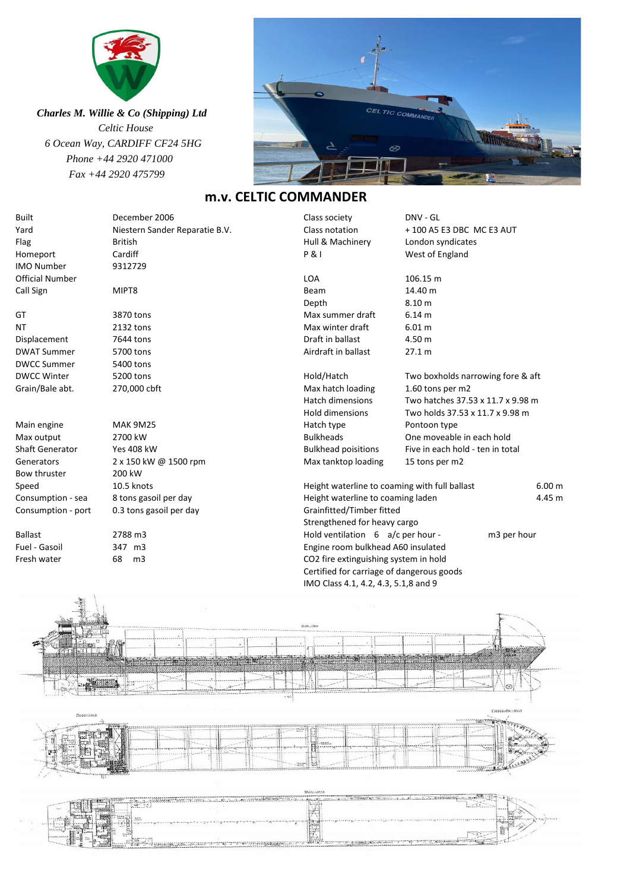*Charles M. Willie & Co (Shipping) Ltd*
*Celtic House*
*6 Ocean Way, CARDIFF CF24 5HG*
*Phone +44 2920 471000*
*Fax +44 2920 475799*

# m.v. CELTIC COMMANDER

| | |
|---|---|
| Built | December 2006 |
| Yard | Niestern Sander Reparatie B.V. |
| Flag | British |
| Homeport | Cardiff |
| IMO Number | 9312729 |
| Official Number | |
| Call Sign | MIPT8 |
| | |
| GT | 3870 tons |
| NT | 2132 tons |
| Displacement | 7644 tons |
| DWAT Summer | 5700 tons |
| DWCC Summer | 5400 tons |
| DWCC Winter | 5200 tons |
| Grain/Bale abt. | 270,000 cbft |
| | |
| Main engine | MAK 9M25 |
| Max output | 2700 kW |
| Shaft Generator | Yes 408 kW |
| Generators | 2 x 150 kW @ 1500 rpm |
| Bow thruster | 200 kW |
| Speed | 10.5 knots |
| Consumption - sea | 8 tons gasoil per day |
| Consumption - port | 0.3 tons gasoil per day |
| | |
| Ballast | 2788 m3 |
| Fuel - Gasoil | 347 m3 |
| Fresh water | 68 m3 |

| | |
|---|---|
| Class society | DNV - GL |
| Class notation | + 100 A5 E3 DBC MC E3 AUT |
| Hull & Machinery | London syndicates |
| P & I | West of England |
| | |
| LOA | 106.15 m |
| Beam | 14.40 m |
| Depth | 8.10 m |
| Max summer draft | 6.14 m |
| Max winter draft | 6.01 m |
| Draft in ballast | 4.50 m |
| Airdraft in ballast | 27.1 m |
| | |
| Hold/Hatch | Two boxholds narrowing fore & aft |
| Max hatch loading | 1.60 tons per m2 |
| Hatch dimensions | Two hatches 37.53 x 11.7 x 9.98 m |
| Hold dimensions | Two holds 37.53 x 11.7 x 9.98 m |
| Hatch type | Pontoon type |
| Bulkheads | One moveable in each hold |
| Bulkhead poisitions | Five in each hold - ten in total |
| Max tanktop loading | 15 tons per m2 |

| | |
|---|---|
| Height waterline to coaming with full ballast | 6.00 m |
| Height waterline to coaming laden | 4.45 m |

Grainfitted/Timber fitted
Strengthened for heavy cargo
Hold ventilation 6 a/c per hour - m3 per hour
Engine room bulkhead A60 insulated
CO2 fire extinguishing system in hold
Certified for carriage of dangerous goods
IMO Class 4.1, 4.2, 4.3, 5.1,8 and 9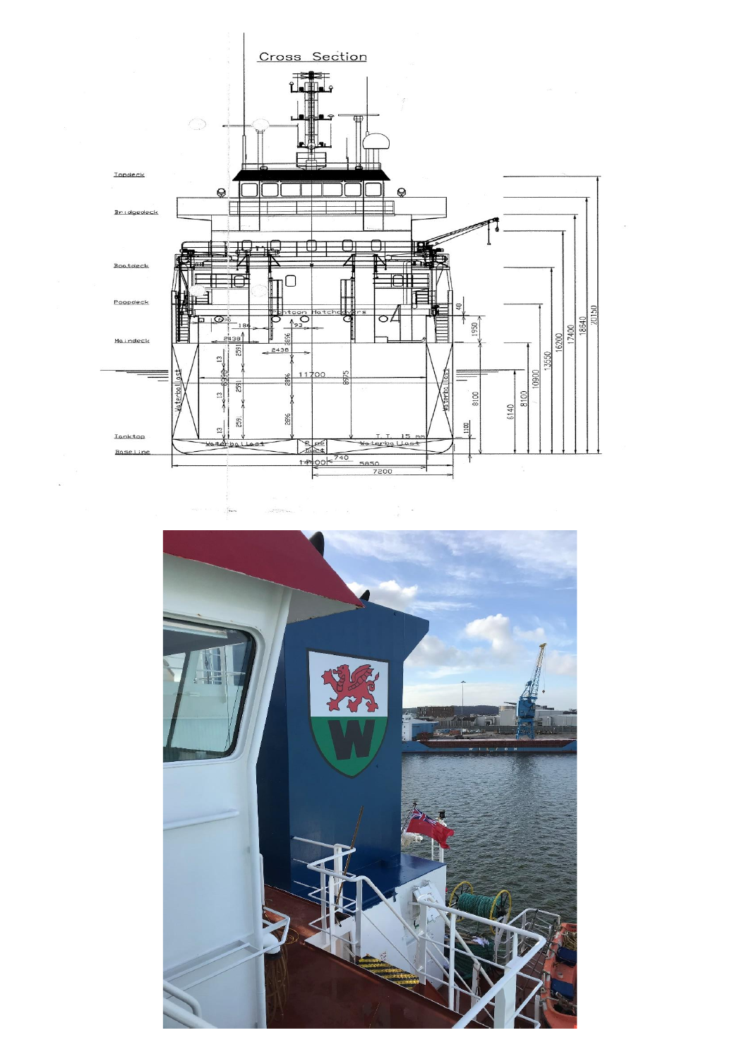Cross Section

Topdeck

Bridgedeck

Boatdeck

Poopdeck

Maindeck

Tanktop

Base Line

Pontoon Hatchcovers

Waterballast

Pipe tunnel

T.T. 15 mm

11700

2438

2591

2896

8975

186

193

13

40

1950

8100

1100

14400

740

5850

7200

6140

8100

10900

13550

16200

17400

18640

20150